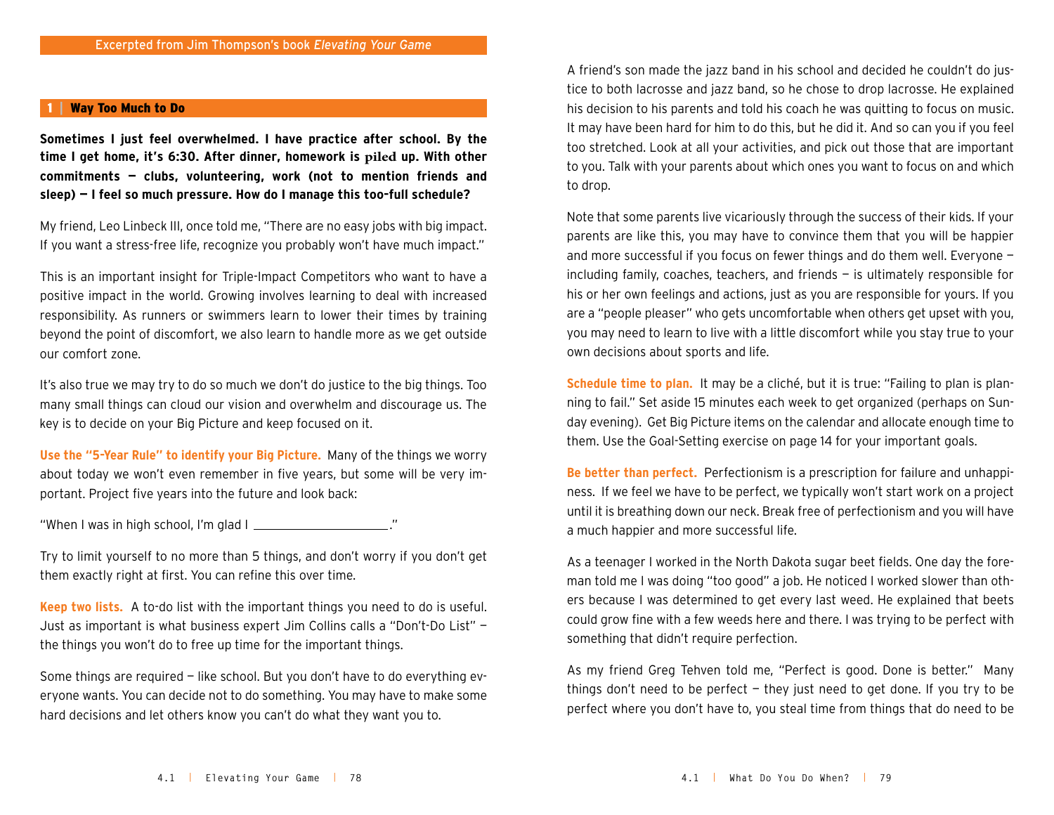Excerpted from Jim Thompson's book *Elevating Your Game*

## 1 | Way Too Much to Do

**Sometimes I just feel overwhelmed. I have practice after school. By the time I get home, it's 6:30. After dinner, homework is piled up. With other commitments — clubs, volunteering, work (not to mention friends and sleep) — I feel so much pressure. How do I manage this too-full schedule?**

My friend, Leo Linbeck III, once told me, "There are no easy jobs with big impact. If you want a stress-free life, recognize you probably won't have much impact."

This is an important insight for Triple-Impact Competitors who want to have a positive impact in the world. Growing involves learning to deal with increased responsibility. As runners or swimmers learn to lower their times by training beyond the point of discomfort, we also learn to handle more as we get outside our comfort zone.

It's also true we may try to do so much we don't do justice to the big things. Too many small things can cloud our vision and overwhelm and discourage us. The key is to decide on your Big Picture and keep focused on it.

**Use the "5-Year Rule" to identify your Big Picture.** Many of the things we worry about today we won't even remember in five years, but some will be very important. Project five years into the future and look back:

"When I was in high school, I'm glad I ____________________."

Try to limit yourself to no more than 5 things, and don't worry if you don't get them exactly right at first. You can refine this over time.

**Keep two lists.** A to-do list with the important things you need to do is useful. Just as important is what business expert Jim Collins calls a "Don't-Do List" — the things you won't do to free up time for the important things.

Some things are required — like school. But you don't have to do everything everyone wants. You can decide not to do something. You may have to make some hard decisions and let others know you can't do what they want you to.

A friend's son made the jazz band in his school and decided he couldn't do justice to both lacrosse and jazz band, so he chose to drop lacrosse. He explained his decision to his parents and told his coach he was quitting to focus on music. It may have been hard for him to do this, but he did it. And so can you if you feel too stretched. Look at all your activities, and pick out those that are important to you. Talk with your parents about which ones you want to focus on and which to drop.

Note that some parents live vicariously through the success of their kids. If your parents are like this, you may have to convince them that you will be happier and more successful if you focus on fewer things and do them well. Everyone — including family, coaches, teachers, and friends — is ultimately responsible for his or her own feelings and actions, just as you are responsible for yours. If you are a "people pleaser" who gets uncomfortable when others get upset with you, you may need to learn to live with a little discomfort while you stay true to your own decisions about sports and life.

**Schedule time to plan.** It may be a cliché, but it is true: "Failing to plan is planning to fail." Set aside 15 minutes each week to get organized (perhaps on Sunday evening). Get Big Picture items on the calendar and allocate enough time to them. Use the Goal-Setting exercise on page 14 for your important goals.

**Be better than perfect.** Perfectionism is a prescription for failure and unhappiness. If we feel we have to be perfect, we typically won't start work on a project until it is breathing down our neck. Break free of perfectionism and you will have a much happier and more successful life.

As a teenager I worked in the North Dakota sugar beet fields. One day the foreman told me I was doing "too good" a job. He noticed I worked slower than others because I was determined to get every last weed. He explained that beets could grow fine with a few weeds here and there. I was trying to be perfect with something that didn't require perfection.

As my friend Greg Tehven told me, "Perfect is good. Done is better." Many things don't need to be perfect — they just need to get done. If you try to be perfect where you don't have to, you steal time from things that do need to be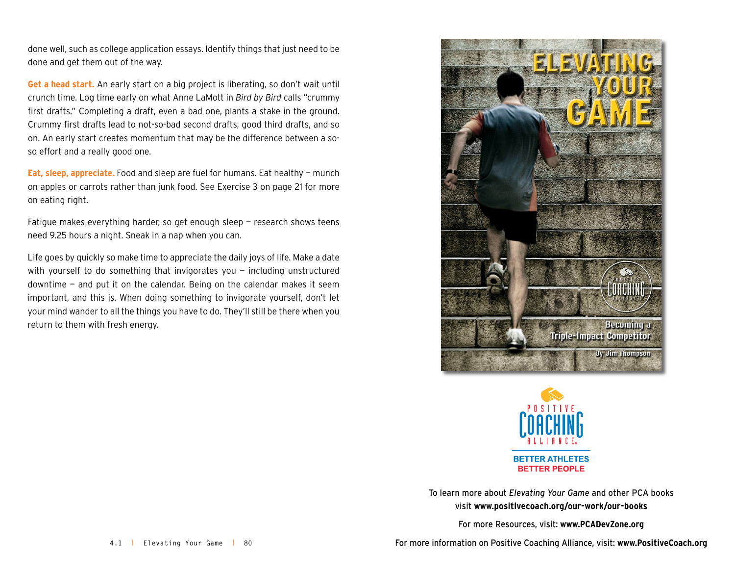done well, such as college application essays. Identify things that just need to be done and get them out of the way.

**Get a head start.** An early start on a big project is liberating, so don't wait until crunch time. Log time early on what Anne LaMott in *Bird by Bird* calls "crummy first drafts." Completing a draft, even a bad one, plants a stake in the ground. Crummy first drafts lead to not-so-bad second drafts, good third drafts, and so on. An early start creates momentum that may be the difference between a so-so effort and a really good one.

**Eat, sleep, appreciate.** Food and sleep are fuel for humans. Eat healthy – munch on apples or carrots rather than junk food. See Exercise 3 on page 21 for more on eating right.

Fatigue makes everything harder, so get enough sleep – research shows teens need 9.25 hours a night. Sneak in a nap when you can.

Life goes by quickly so make time to appreciate the daily joys of life. Make a date with yourself to do something that invigorates you – including unstructured downtime – and put it on the calendar. Being on the calendar makes it seem important, and this is. When doing something to invigorate yourself, don't let your mind wander to all the things you have to do. They'll still be there when you return to them with fresh energy.

ELEVATING YOUR GAME

Becoming a Triple-Impact Competitor

By Jim Thompson

POSITIVE COACHING ALLIANCE

BETTER ATHLETES
BETTER PEOPLE

To learn more about *Elevating Your Game* and other PCA books visit **www.positivecoach.org/our-work/our-books**

For more Resources, visit: **www.PCADevZone.org**

For more information on Positive Coaching Alliance, visit: **www.PositiveCoach.org**